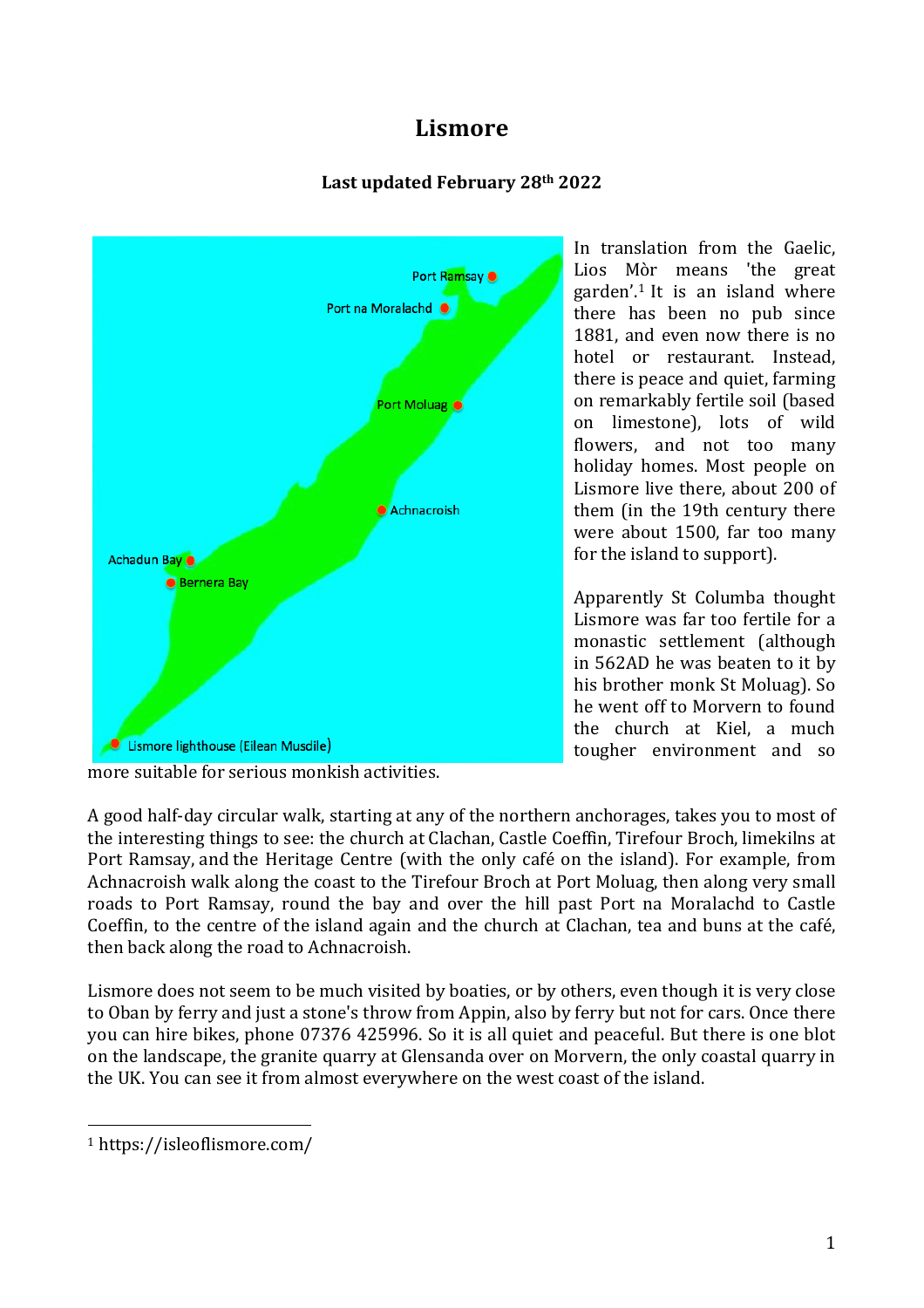# Lismore

**Last updated February 28th 2022**

In translation from the Gaelic, Lios Mòr means 'the great garden'.[1] It is an island where there has been no pub since 1881, and even now there is no hotel or restaurant. Instead, there is peace and quiet, farming on remarkably fertile soil (based on limestone), lots of wild flowers, and not too many holiday homes. Most people on Lismore live there, about 200 of them (in the 19th century there were about 1500, far too many for the island to support).

Apparently St Columba thought Lismore was far too fertile for a monastic settlement (although in 562AD he was beaten to it by his brother monk St Moluag). So he went off to Morvern to found the church at Kiel, a much tougher environment and so more suitable for serious monkish activities.

A good half-day circular walk, starting at any of the northern anchorages, takes you to most of the interesting things to see: the church at Clachan, Castle Coeffin, Tirefour Broch, limekilns at Port Ramsay, and the Heritage Centre (with the only café on the island). For example, from Achnacroish walk along the coast to the Tirefour Broch at Port Moluag, then along very small roads to Port Ramsay, round the bay and over the hill past Port na Moralachd to Castle Coeffin, to the centre of the island again and the church at Clachan, tea and buns at the café, then back along the road to Achnacroish.

Lismore does not seem to be much visited by boaties, or by others, even though it is very close to Oban by ferry and just a stone's throw from Appin, also by ferry but not for cars. Once there you can hire bikes, phone 07376 425996. So it is all quiet and peaceful. But there is one blot on the landscape, the granite quarry at Glensanda over on Morvern, the only coastal quarry in the UK. You can see it from almost everywhere on the west coast of the island.

[1] https://isleoflismore.com/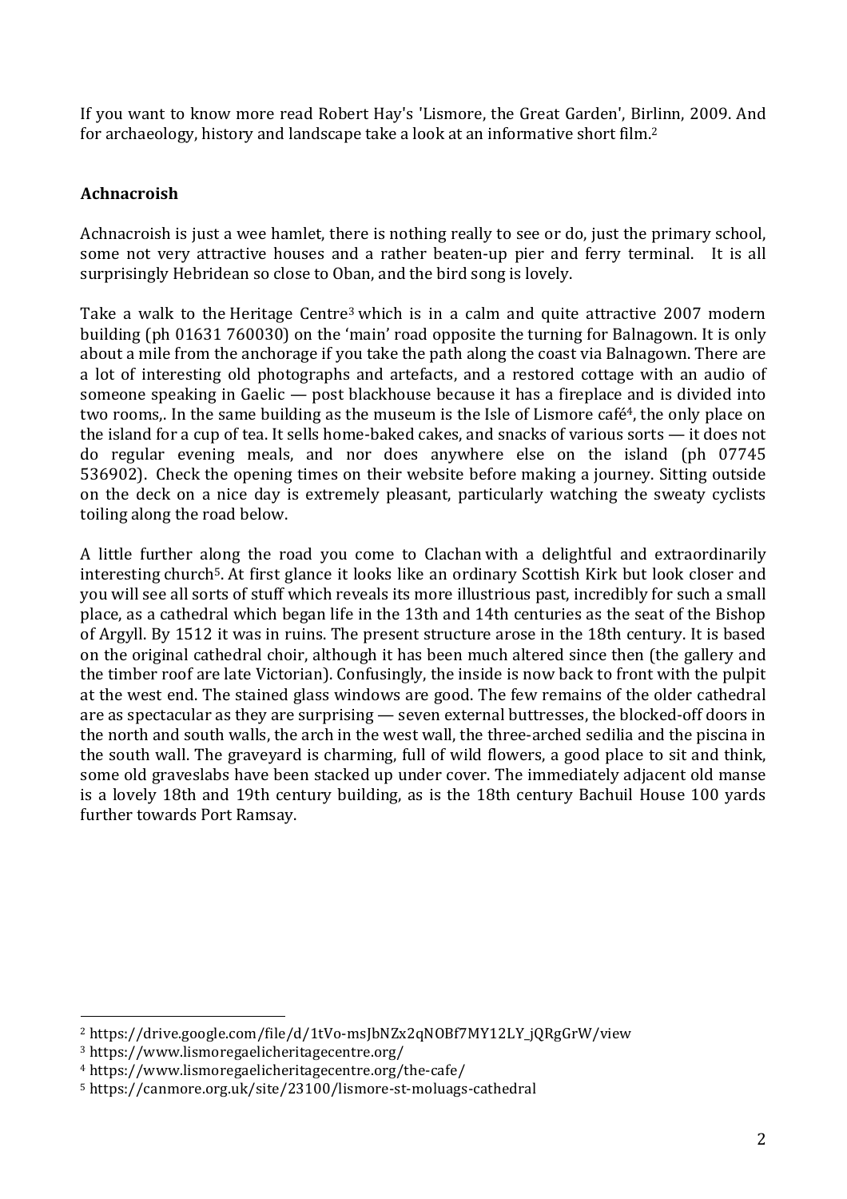If you want to know more read Robert Hay's 'Lismore, the Great Garden', Birlinn, 2009. And for archaeology, history and landscape take a look at an informative short film.[2]

## Achnacroish

Achnacroish is just a wee hamlet, there is nothing really to see or do, just the primary school, some not very attractive houses and a rather beaten-up pier and ferry terminal. It is all surprisingly Hebridean so close to Oban, and the bird song is lovely.

Take a walk to the Heritage Centre[3] which is in a calm and quite attractive 2007 modern building (ph 01631 760030) on the 'main' road opposite the turning for Balnagown. It is only about a mile from the anchorage if you take the path along the coast via Balnagown. There are a lot of interesting old photographs and artefacts, and a restored cottage with an audio of someone speaking in Gaelic — post blackhouse because it has a fireplace and is divided into two rooms,. In the same building as the museum is the Isle of Lismore café[4], the only place on the island for a cup of tea. It sells home-baked cakes, and snacks of various sorts — it does not do regular evening meals, and nor does anywhere else on the island (ph 07745 536902). Check the opening times on their website before making a journey. Sitting outside on the deck on a nice day is extremely pleasant, particularly watching the sweaty cyclists toiling along the road below.

A little further along the road you come to Clachan with a delightful and extraordinarily interesting church[5]. At first glance it looks like an ordinary Scottish Kirk but look closer and you will see all sorts of stuff which reveals its more illustrious past, incredibly for such a small place, as a cathedral which began life in the 13th and 14th centuries as the seat of the Bishop of Argyll. By 1512 it was in ruins. The present structure arose in the 18th century. It is based on the original cathedral choir, although it has been much altered since then (the gallery and the timber roof are late Victorian). Confusingly, the inside is now back to front with the pulpit at the west end. The stained glass windows are good. The few remains of the older cathedral are as spectacular as they are surprising — seven external buttresses, the blocked-off doors in the north and south walls, the arch in the west wall, the three-arched sedilia and the piscina in the south wall. The graveyard is charming, full of wild flowers, a good place to sit and think, some old graveslabs have been stacked up under cover. The immediately adjacent old manse is a lovely 18th and 19th century building, as is the 18th century Bachuil House 100 yards further towards Port Ramsay.

---

[2] https://drive.google.com/file/d/1tVo-msJbNZx2qNOBf7MY12LY_jQRgGrW/view

[3] https://www.lismoregaelicheritagecentre.org/

[4] https://www.lismoregaelicheritagecentre.org/the-cafe/

[5] https://canmore.org.uk/site/23100/lismore-st-moluags-cathedral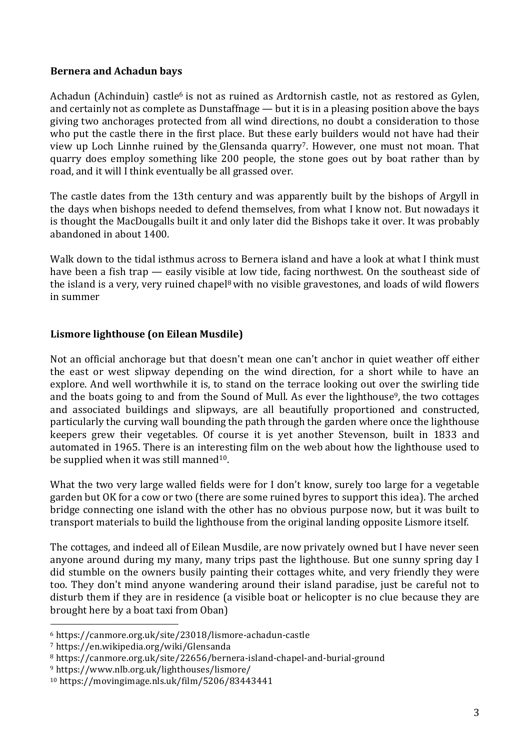**Bernera and Achadun bays**

Achadun (Achinduin) castle[6] is not as ruined as Ardtornish castle, not as restored as Gylen, and certainly not as complete as Dunstaffnage — but it is in a pleasing position above the bays giving two anchorages protected from all wind directions, no doubt a consideration to those who put the castle there in the first place. But these early builders would not have had their view up Loch Linnhe ruined by the Glensanda quarry[7]. However, one must not moan. That quarry does employ something like 200 people, the stone goes out by boat rather than by road, and it will I think eventually be all grassed over.

The castle dates from the 13th century and was apparently built by the bishops of Argyll in the days when bishops needed to defend themselves, from what I know not. But nowadays it is thought the MacDougalls built it and only later did the Bishops take it over. It was probably abandoned in about 1400.

Walk down to the tidal isthmus across to Bernera island and have a look at what I think must have been a fish trap — easily visible at low tide, facing northwest. On the southeast side of the island is a very, very ruined chapel[8] with no visible gravestones, and loads of wild flowers in summer

**Lismore lighthouse (on Eilean Musdile)**

Not an official anchorage but that doesn't mean one can't anchor in quiet weather off either the east or west slipway depending on the wind direction, for a short while to have an explore. And well worthwhile it is, to stand on the terrace looking out over the swirling tide and the boats going to and from the Sound of Mull. As ever the lighthouse[9], the two cottages and associated buildings and slipways, are all beautifully proportioned and constructed, particularly the curving wall bounding the path through the garden where once the lighthouse keepers grew their vegetables. Of course it is yet another Stevenson, built in 1833 and automated in 1965. There is an interesting film on the web about how the lighthouse used to be supplied when it was still manned[10].

What the two very large walled fields were for I don't know, surely too large for a vegetable garden but OK for a cow or two (there are some ruined byres to support this idea). The arched bridge connecting one island with the other has no obvious purpose now, but it was built to transport materials to build the lighthouse from the original landing opposite Lismore itself.

The cottages, and indeed all of Eilean Musdile, are now privately owned but I have never seen anyone around during my many, many trips past the lighthouse. But one sunny spring day I did stumble on the owners busily painting their cottages white, and very friendly they were too. They don't mind anyone wandering around their island paradise, just be careful not to disturb them if they are in residence (a visible boat or helicopter is no clue because they are brought here by a boat taxi from Oban)

---

[6] https://canmore.org.uk/site/23018/lismore-achadun-castle

[7] https://en.wikipedia.org/wiki/Glensanda

[8] https://canmore.org.uk/site/22656/bernera-island-chapel-and-burial-ground

[9] https://www.nlb.org.uk/lighthouses/lismore/

[10] https://movingimage.nls.uk/film/5206/83443441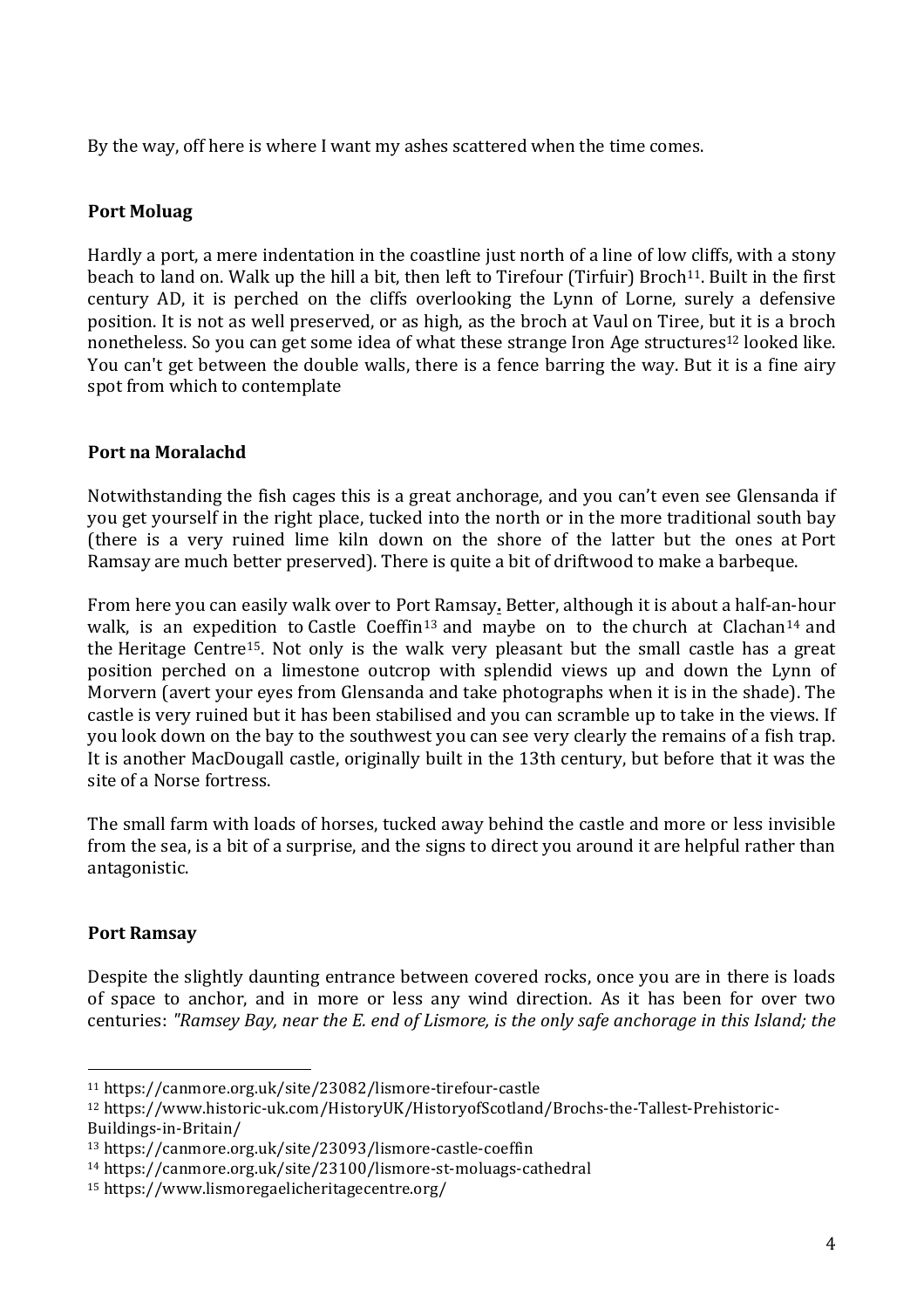By the way, off here is where I want my ashes scattered when the time comes.

### Port Moluag

Hardly a port, a mere indentation in the coastline just north of a line of low cliffs, with a stony beach to land on. Walk up the hill a bit, then left to Tirefour (Tirfuir) Broch[11]. Built in the first century AD, it is perched on the cliffs overlooking the Lynn of Lorne, surely a defensive position. It is not as well preserved, or as high, as the broch at Vaul on Tiree, but it is a broch nonetheless. So you can get some idea of what these strange Iron Age structures[12] looked like. You can't get between the double walls, there is a fence barring the way. But it is a fine airy spot from which to contemplate

### Port na Moralachd

Notwithstanding the fish cages this is a great anchorage, and you can't even see Glensanda if you get yourself in the right place, tucked into the north or in the more traditional south bay (there is a very ruined lime kiln down on the shore of the latter but the ones at Port Ramsay are much better preserved). There is quite a bit of driftwood to make a barbeque.

From here you can easily walk over to Port Ramsay**.** Better, although it is about a half-an-hour walk, is an expedition to Castle Coeffin[13] and maybe on to the church at Clachan[14] and the Heritage Centre[15]. Not only is the walk very pleasant but the small castle has a great position perched on a limestone outcrop with splendid views up and down the Lynn of Morvern (avert your eyes from Glensanda and take photographs when it is in the shade). The castle is very ruined but it has been stabilised and you can scramble up to take in the views. If you look down on the bay to the southwest you can see very clearly the remains of a fish trap. It is another MacDougall castle, originally built in the 13th century, but before that it was the site of a Norse fortress.

The small farm with loads of horses, tucked away behind the castle and more or less invisible from the sea, is a bit of a surprise, and the signs to direct you around it are helpful rather than antagonistic.

### Port Ramsay

Despite the slightly daunting entrance between covered rocks, once you are in there is loads of space to anchor, and in more or less any wind direction. As it has been for over two centuries: *"Ramsey Bay, near the E. end of Lismore, is the only safe anchorage in this Island; the*

---

[11] https://canmore.org.uk/site/23082/lismore-tirefour-castle

[12] https://www.historic-uk.com/HistoryUK/HistoryofScotland/Brochs-the-Tallest-Prehistoric-Buildings-in-Britain/

[13] https://canmore.org.uk/site/23093/lismore-castle-coeffin

[14] https://canmore.org.uk/site/23100/lismore-st-moluags-cathedral

[15] https://www.lismoregaelicheritagecentre.org/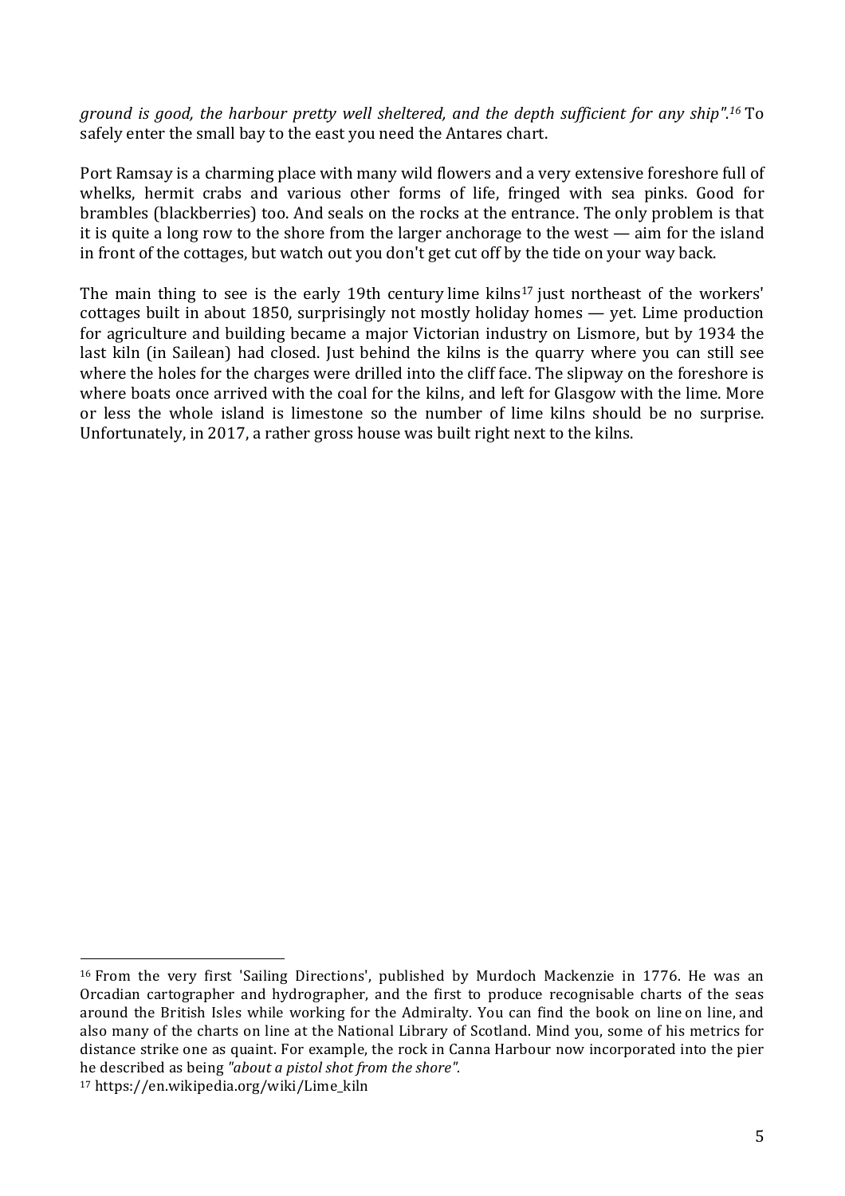*ground is good, the harbour pretty well sheltered, and the depth sufficient for any ship".*[16] To safely enter the small bay to the east you need the Antares chart.

Port Ramsay is a charming place with many wild flowers and a very extensive foreshore full of whelks, hermit crabs and various other forms of life, fringed with sea pinks. Good for brambles (blackberries) too. And seals on the rocks at the entrance. The only problem is that it is quite a long row to the shore from the larger anchorage to the west — aim for the island in front of the cottages, but watch out you don't get cut off by the tide on your way back.

The main thing to see is the early 19th century lime kilns[17] just northeast of the workers' cottages built in about 1850, surprisingly not mostly holiday homes — yet. Lime production for agriculture and building became a major Victorian industry on Lismore, but by 1934 the last kiln (in Sailean) had closed. Just behind the kilns is the quarry where you can still see where the holes for the charges were drilled into the cliff face. The slipway on the foreshore is where boats once arrived with the coal for the kilns, and left for Glasgow with the lime. More or less the whole island is limestone so the number of lime kilns should be no surprise. Unfortunately, in 2017, a rather gross house was built right next to the kilns.

---

[16] From the very first 'Sailing Directions', published by Murdoch Mackenzie in 1776. He was an Orcadian cartographer and hydrographer, and the first to produce recognisable charts of the seas around the British Isles while working for the Admiralty. You can find the book on line on line, and also many of the charts on line at the National Library of Scotland. Mind you, some of his metrics for distance strike one as quaint. For example, the rock in Canna Harbour now incorporated into the pier he described as being *"about a pistol shot from the shore".*

[17] https://en.wikipedia.org/wiki/Lime_kiln